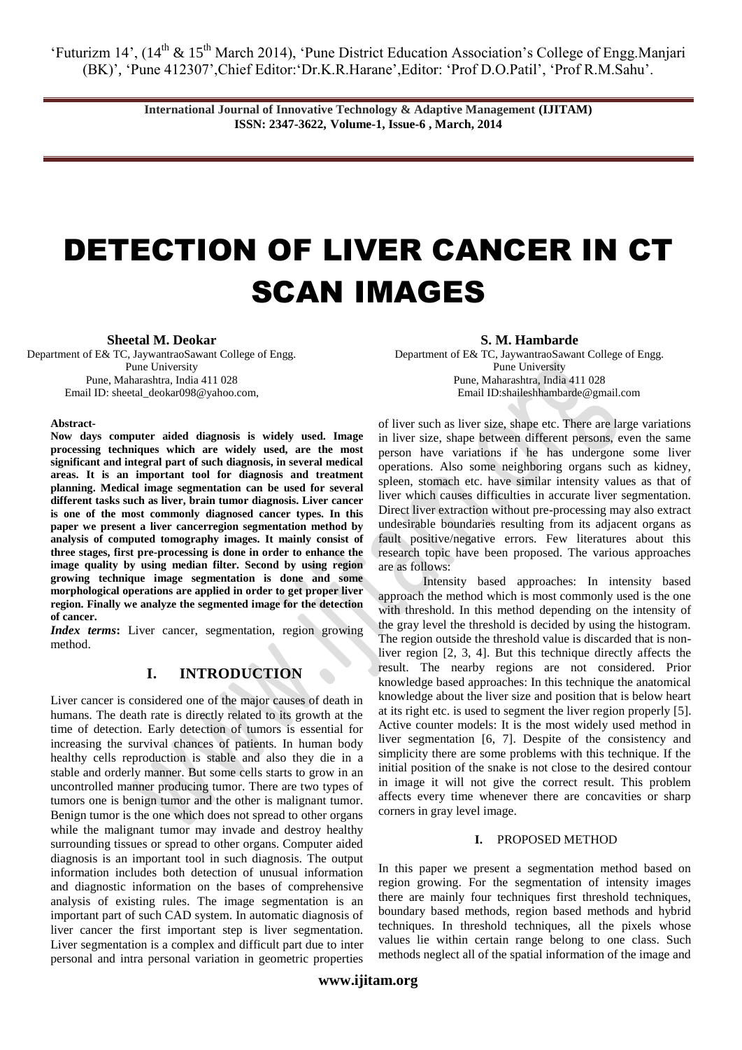# DETECTION OF LIVER CANCER IN CT SCAN IMAGES

**Sheetal M. Deokar**
Department of E& TC, JaywantraoSawant College of Engg.
Pune University
Pune, Maharashtra, India 411 028
Email ID: sheetal_deokar098@yahoo.com,

**S. M. Hambarde**
Department of E& TC, JaywantraoSawant College of Engg.
Pune University
Pune, Maharashtra, India 411 028
Email ID:shaileshhambarde@gmail.com

**Abstract-**

**Now days computer aided diagnosis is widely used. Image processing techniques which are widely used, are the most significant and integral part of such diagnosis, in several medical areas. It is an important tool for diagnosis and treatment planning. Medical image segmentation can be used for several different tasks such as liver, brain tumor diagnosis. Liver cancer is one of the most commonly diagnosed cancer types. In this paper we present a liver cancerregion segmentation method by analysis of computed tomography images. It mainly consist of three stages, first pre-processing is done in order to enhance the image quality by using median filter. Second by using region growing technique image segmentation is done and some morphological operations are applied in order to get proper liver region. Finally we analyze the segmented image for the detection of cancer.**

***Index terms*****:** Liver cancer, segmentation, region growing method.

## I. INTRODUCTION

Liver cancer is considered one of the major causes of death in humans. The death rate is directly related to its growth at the time of detection. Early detection of tumors is essential for increasing the survival chances of patients. In human body healthy cells reproduction is stable and also they die in a stable and orderly manner. But some cells starts to grow in an uncontrolled manner producing tumor. There are two types of tumors one is benign tumor and the other is malignant tumor. Benign tumor is the one which does not spread to other organs while the malignant tumor may invade and destroy healthy surrounding tissues or spread to other organs. Computer aided diagnosis is an important tool in such diagnosis. The output information includes both detection of unusual information and diagnostic information on the bases of comprehensive analysis of existing rules. The image segmentation is an important part of such CAD system. In automatic diagnosis of liver cancer the first important step is liver segmentation. Liver segmentation is a complex and difficult part due to inter personal and intra personal variation in geometric properties of liver such as liver size, shape etc. There are large variations in liver size, shape between different persons, even the same person have variations if he has undergone some liver operations. Also some neighboring organs such as kidney, spleen, stomach etc. have similar intensity values as that of liver which causes difficulties in accurate liver segmentation. Direct liver extraction without pre-processing may also extract undesirable boundaries resulting from its adjacent organs as fault positive/negative errors. Few literatures about this research topic have been proposed. The various approaches are as follows:

Intensity based approaches: In intensity based approach the method which is most commonly used is the one with threshold. In this method depending on the intensity of the gray level the threshold is decided by using the histogram. The region outside the threshold value is discarded that is non-liver region [2, 3, 4]. But this technique directly affects the result. The nearby regions are not considered. Prior knowledge based approaches: In this technique the anatomical knowledge about the liver size and position that is below heart at its right etc. is used to segment the liver region properly [5]. Active counter models: It is the most widely used method in liver segmentation [6, 7]. Despite of the consistency and simplicity there are some problems with this technique. If the initial position of the snake is not close to the desired contour in image it will not give the correct result. This problem affects every time whenever there are concavities or sharp corners in gray level image.

## I. PROPOSED METHOD

In this paper we present a segmentation method based on region growing. For the segmentation of intensity images there are mainly four techniques first threshold techniques, boundary based methods, region based methods and hybrid techniques. In threshold techniques, all the pixels whose values lie within certain range belong to one class. Such methods neglect all of the spatial information of the image and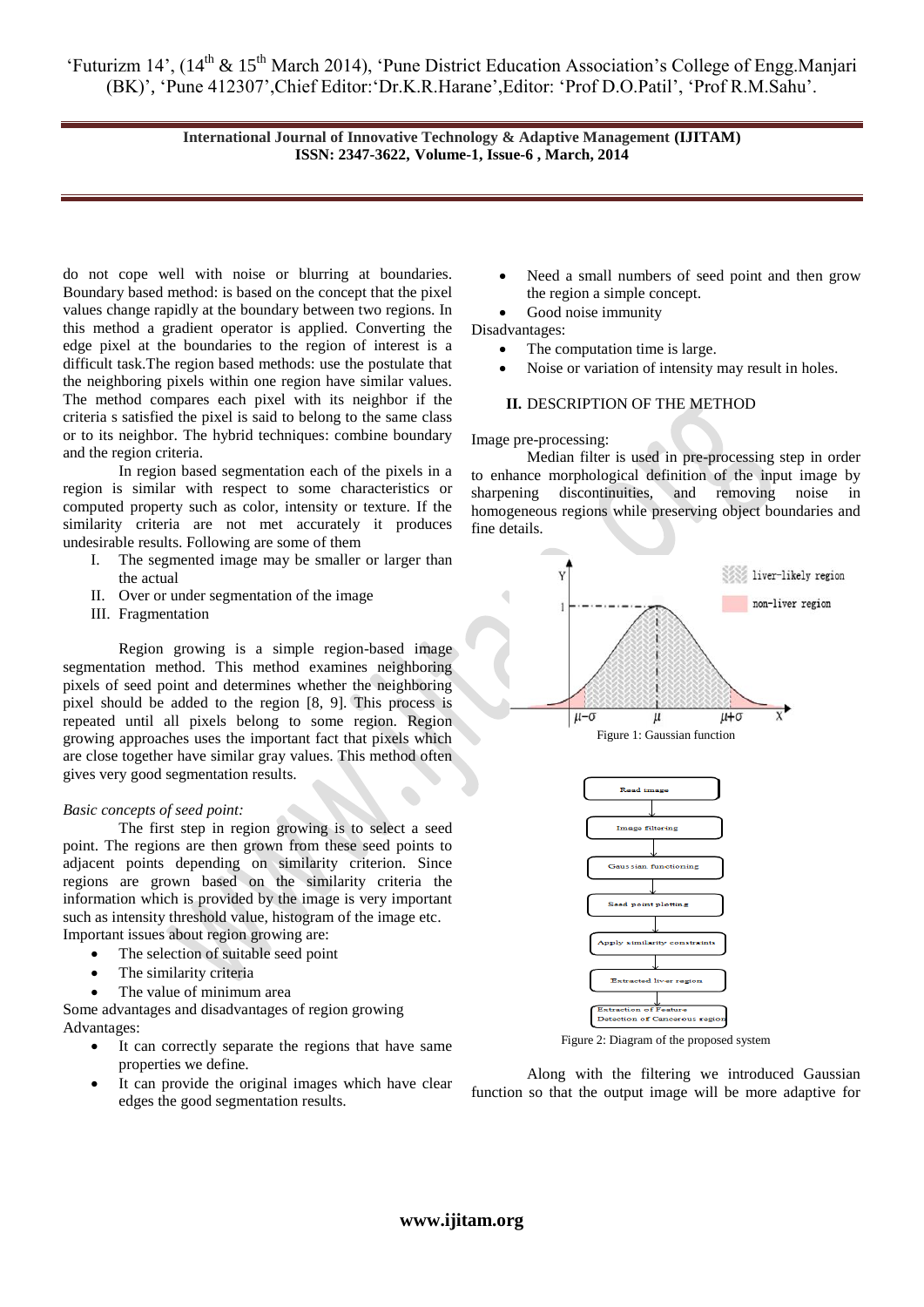do not cope well with noise or blurring at boundaries. Boundary based method: is based on the concept that the pixel values change rapidly at the boundary between two regions. In this method a gradient operator is applied. Converting the edge pixel at the boundaries to the region of interest is a difficult task.The region based methods: use the postulate that the neighboring pixels within one region have similar values. The method compares each pixel with its neighbor if the criteria s satisfied the pixel is said to belong to the same class or to its neighbor. The hybrid techniques: combine boundary and the region criteria.

In region based segmentation each of the pixels in a region is similar with respect to some characteristics or computed property such as color, intensity or texture. If the similarity criteria are not met accurately it produces undesirable results. Following are some of them

I. The segmented image may be smaller or larger than the actual
II. Over or under segmentation of the image
III. Fragmentation

Region growing is a simple region-based image segmentation method. This method examines neighboring pixels of seed point and determines whether the neighbor pixel should be added to the region [8, 9]. This process is repeated until all pixels belong to some region. Region growing approaches uses the important fact that pixels which are close together have similar gray values. This method often gives very good segmentation results.

*Basic concepts of seed point:*

The first step in region growing is to select a seed point. The regions are then grown from these seed points to adjacent points depending on similarity criterion. Since regions are grown based on the similarity criteria the information which is provided by the image is very important such as intensity threshold value, histogram of the image etc. Important issues about region growing are:

- The selection of suitable seed point
- The similarity criteria
- The value of minimum area

Some advantages and disadvantages of region growing

Advantages:

- It can correctly separate the regions that have same properties we define.
- It can provide the original images which have clear edges the good segmentation results.
- Need a small numbers of seed point and then grow the region a simple concept.
- Good noise immunity

Disadvantages:

- The computation time is large.
- Noise or variation of intensity may result in holes.

## II. DESCRIPTION OF THE METHOD

Image pre-processing:

Median filter is used in pre-processing step in order to enhance morphological definition of the input image by sharpening discontinuities, and removing noise in homogeneous regions while preserving object boundaries and fine details.

Figure 1: Gaussian function

Figure 2: Diagram of the proposed system

Along with the filtering we introduced Gaussian function so that the output image will be more adaptive for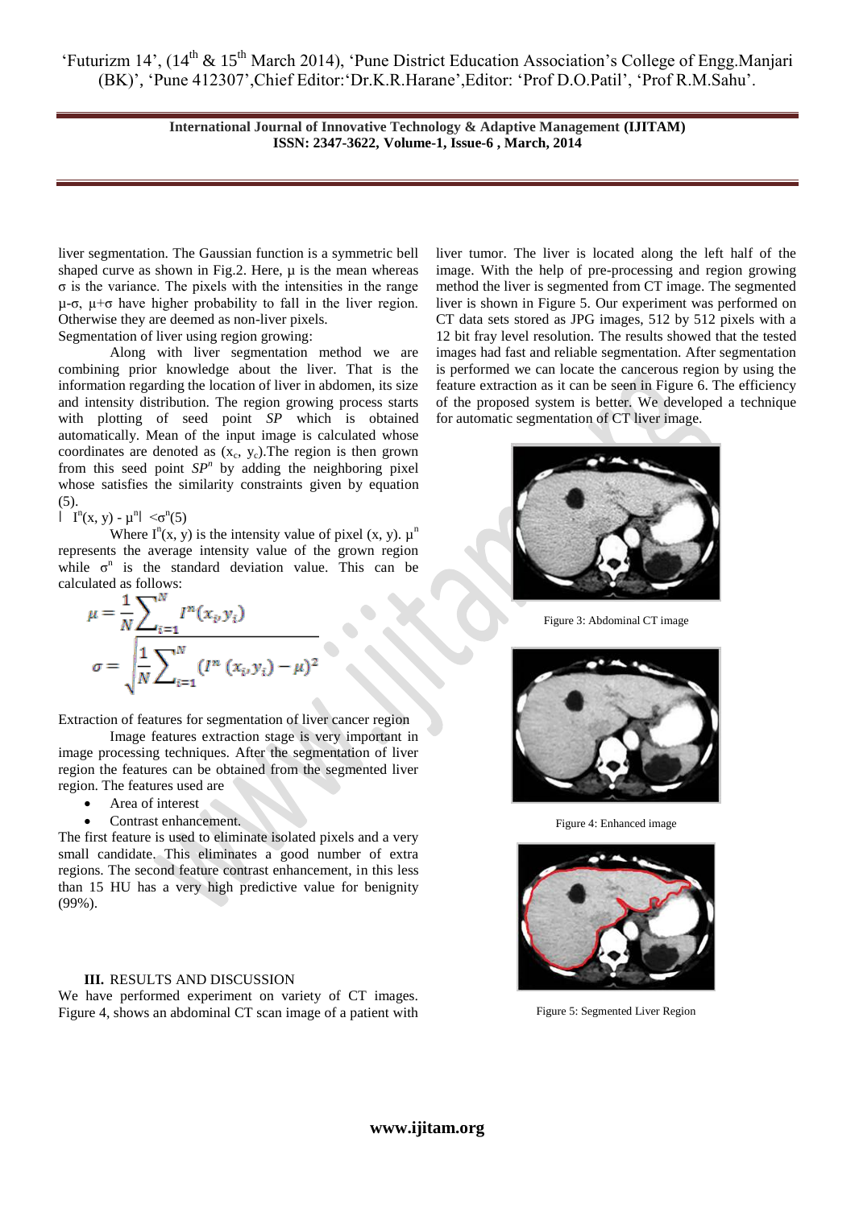liver segmentation. The Gaussian function is a symmetric bell shaped curve as shown in Fig.2. Here, $\mu$ is the mean whereas $\sigma$ is the variance. The pixels with the intensities in the range $\mu-\sigma$, $\mu+\sigma$ have higher probability to fall in the liver region. Otherwise they are deemed as non-liver pixels.

Segmentation of liver using region growing:

Along with liver segmentation method we are combining prior knowledge about the liver. That is the information regarding the location of liver in abdomen, its size and intensity distribution. The region growing process starts with plotting of seed point *SP* which is obtained automatically. Mean of the input image is calculated whose coordinates are denoted as $(x_c, y_c)$.The region is then grown from this seed point $SP^n$ by adding the neighboring pixel whose satisfies the similarity constraints given by equation (5).

$$| I^n(x, y) - \mu^n| < \sigma^n \quad (5)$$

Where $I^n(x, y)$ is the intensity value of pixel (x, y). $\mu^n$ represents the average intensity value of the grown region while $\sigma^n$ is the standard deviation value. This can be calculated as follows:

$$\mu = \frac{1}{N}\sum_{i=1}^{N} I^n(x_i, y_i)$$

$$\sigma = \sqrt{\frac{1}{N}\sum_{i=1}^{N} (I^n(x_i, y_i) - \mu)^2}$$

Extraction of features for segmentation of liver cancer region

Image features extraction stage is very important in image processing techniques. After the segmentation of liver region the features can be obtained from the segmented liver region. The features used are

- Area of interest
- Contrast enhancement.

The first feature is used to eliminate isolated pixels and a very small candidate. This eliminates a good number of extra regions. The second feature contrast enhancement, in this less than 15 HU has a very high predictive value for benignity (99%).

## III. RESULTS AND DISCUSSION

We have performed experiment on variety of CT images. Figure 4, shows an abdominal CT scan image of a patient with liver tumor. The liver is located along the left half of the image. With the help of pre-processing and region growing method the liver is segmented from CT image. The segmented liver is shown in Figure 5. Our experiment was performed on CT data sets stored as JPG images, 512 by 512 pixels with a 12 bit fray level resolution. The results showed that the tested images had fast and reliable segmentation. After segmentation is performed we can locate the cancerous region by using the feature extraction as it can be seen in Figure 6. The efficiency of the proposed system is better. We developed a technique for automatic segmentation of CT liver image.

Figure 3: Abdominal CT image

Figure 4: Enhanced image

Figure 5: Segmented Liver Region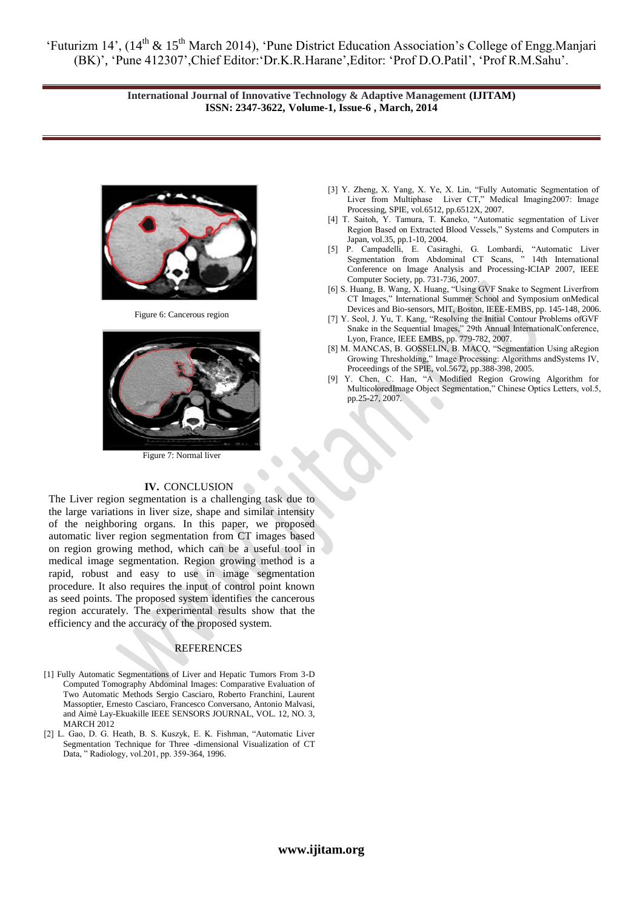Figure 6: Cancerous region

Figure 7: Normal liver

## IV. CONCLUSION

The Liver region segmentation is a challenging task due to the large variations in liver size, shape and similar intensity of the neighboring organs. In this paper, we proposed automatic liver region segmentation from CT images based on region growing method, which can be a useful tool in medical image segmentation. Region growing method is a rapid, robust and easy to use in image segmentation procedure. It also requires the input of control point known as seed points. The proposed system identifies the cancerous region accurately. The experimental results show that the efficiency and the accuracy of the proposed system.

## REFERENCES

[1] Fully Automatic Segmentations of Liver and Hepatic Tumors From 3-D Computed Tomography Abdominal Images: Comparative Evaluation of Two Automatic Methods Sergio Casciaro, Roberto Franchini, Laurent Massoptier, Ernesto Casciaro, Francesco Conversano, Antonio Malvasi, and Aimè Lay-Ekuakille IEEE SENSORS JOURNAL, VOL. 12, NO. 3, MARCH 2012

[2] L. Gao, D. G. Heath, B. S. Kuszyk, E. K. Fishman, "Automatic Liver Segmentation Technique for Three -dimensional Visualization of CT Data, " Radiology, vol.201, pp. 359-364, 1996.

[3] Y. Zheng, X. Yang, X. Ye, X. Lin, "Fully Automatic Segmentation of Liver from Multiphase Liver CT," Medical Imaging2007: Image Processing, SPIE, vol.6512, pp.6512X, 2007.

[4] T. Saitoh, Y. Tamura, T. Kaneko, "Automatic segmentation of Liver Region Based on Extracted Blood Vessels," Systems and Computers in Japan, vol.35, pp.1-10, 2004.

[5] P. Campadelli, E. Casiraghi, G. Lombardi, "Automatic Liver Segmentation from Abdominal CT Scans, " 14th International Conference on Image Analysis and Processing-ICIAP 2007, IEEE Computer Society, pp. 731-736, 2007.

[6] S. Huang, B. Wang, X. Huang, "Using GVF Snake to Segment Liverfrom CT Images," International Summer School and Symposium onMedical Devices and Bio-sensors, MIT, Boston, IEEE-EMBS, pp. 145-148, 2006.

[7] Y. Seol, J. Yu, T. Kang, "Resolving the Initial Contour Problems ofGVF Snake in the Sequential Images," 29th Annual InternationalConference, Lyon, France, IEEE EMBS, pp. 779-782, 2007.

[8] M. MANCAS, B. GOSSELIN, B. MACQ, "Segmentation Using aRegion Growing Thresholding," Image Processing: Algorithms andSystems IV, Proceedings of the SPIE, vol.5672, pp.388-398, 2005.

[9] Y. Chen, C. Han, "A Modified Region Growing Algorithm for MulticoloredImage Object Segmentation," Chinese Optics Letters, vol.5, pp.25-27, 2007.